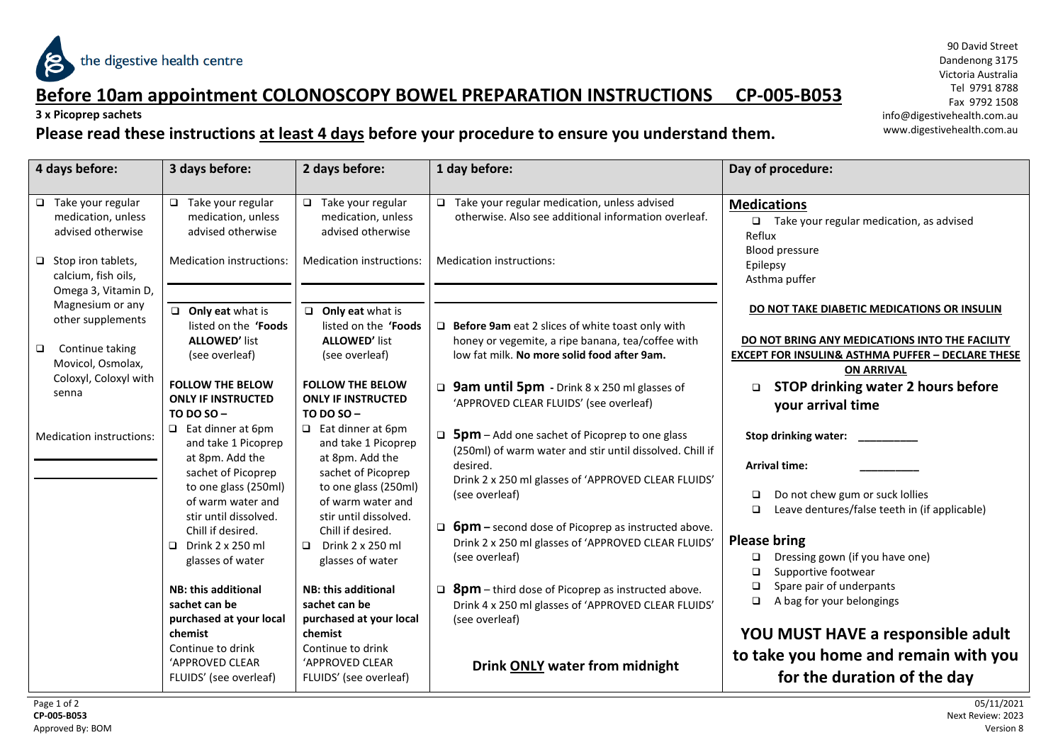the digestive health centre

90 David Street
Dandenong 3175
Victoria Australia
Tel 9791 8788
Fax 9792 1508
info@digestivehealth.com.au
www.digestivehealth.com.au

# Before 10am appointment COLONOSCOPY BOWEL PREPARATION INSTRUCTIONS CP-005-B053

**3 x Picoprep sachets**

## Please read these instructions at least 4 days before your procedure to ensure you understand them.

| 4 days before: | 3 days before: | 2 days before: | 1 day before: | Day of procedure: |
|---|---|---|---|---|
| ❑ Take your regular medication, unless advised otherwise<br><br>❑ Stop iron tablets, calcium, fish oils, Omega 3, Vitamin D, Magnesium or any other supplements<br><br>❑ Continue taking Movicol, Osmolax, Coloxyl, Coloxyl with senna<br><br>Medication instructions:<br>\_\_\_\_\_\_\_\_\_\_<br>\_\_\_\_\_\_\_\_\_\_ | ❑ Take your regular medication, unless advised otherwise<br><br>Medication instructions:<br>\_\_\_\_\_\_\_\_\_\_<br><br>❑ **Only eat** what is listed on the **'Foods ALLOWED'** list (see overleaf)<br><br>**FOLLOW THE BELOW ONLY IF INSTRUCTED TO DO SO –**<br>❑ Eat dinner at 6pm and take 1 Picoprep at 8pm. Add the sachet of Picoprep to one glass (250ml) of warm water and stir until dissolved. Chill if desired.<br>❑ Drink 2 x 250 ml glasses of water<br><br>**NB: this additional sachet can be purchased at your local chemist**<br>Continue to drink 'APPROVED CLEAR FLUIDS' (see overleaf) | ❑ Take your regular medication, unless advised otherwise<br><br>Medication instructions:<br>\_\_\_\_\_\_\_\_\_\_<br><br>❑ **Only eat** what is listed on the **'Foods ALLOWED'** list (see overleaf)<br><br>**FOLLOW THE BELOW ONLY IF INSTRUCTED TO DO SO –**<br>❑ Eat dinner at 6pm and take 1 Picoprep at 8pm. Add the sachet of Picoprep to one glass (250ml) of warm water and stir until dissolved. Chill if desired.<br>❑ Drink 2 x 250 ml glasses of water<br><br>**NB: this additional sachet can be purchased at your local chemist**<br>Continue to drink 'APPROVED CLEAR FLUIDS' (see overleaf) | ❑ Take your regular medication, unless advised otherwise. Also see additional information overleaf.<br><br>Medication instructions:<br>\_\_\_\_\_\_\_\_\_\_<br>\_\_\_\_\_\_\_\_\_\_<br><br>❑ **Before 9am** eat 2 slices of white toast only with honey or vegemite, a ripe banana, tea/coffee with low fat milk. **No more solid food after 9am.**<br><br>❑ **9am until 5pm** - Drink 8 x 250 ml glasses of 'APPROVED CLEAR FLUIDS' (see overleaf)<br><br>❑ **5pm** – Add one sachet of Picoprep to one glass (250ml) of warm water and stir until dissolved. Chill if desired.<br>Drink 2 x 250 ml glasses of 'APPROVED CLEAR FLUIDS' (see overleaf)<br><br>❑ **6pm** – second dose of Picoprep as instructed above. Drink 2 x 250 ml glasses of 'APPROVED CLEAR FLUIDS' (see overleaf)<br><br>❑ **8pm** – third dose of Picoprep as instructed above. Drink 4 x 250 ml glasses of 'APPROVED CLEAR FLUIDS' (see overleaf)<br><br>**Drink ONLY water from midnight** | **Medications**<br>❑ Take your regular medication, as advised<br>Reflux<br>Blood pressure<br>Epilepsy<br>Asthma puffer<br><br>**DO NOT TAKE DIABETIC MEDICATIONS OR INSULIN**<br><br>**DO NOT BRING ANY MEDICATIONS INTO THE FACILITY EXCEPT FOR INSULIN& ASTHMA PUFFER – DECLARE THESE ON ARRIVAL**<br><br>❑ **STOP drinking water 2 hours before your arrival time**<br><br>**Stop drinking water:** \_\_\_\_\_\_\_\_\_\_<br><br>**Arrival time:** \_\_\_\_\_\_\_\_\_\_<br><br>❑ Do not chew gum or suck lollies<br>❑ Leave dentures/false teeth in (if applicable)<br><br>**Please bring**<br>❑ Dressing gown (if you have one)<br>❑ Supportive footwear<br>❑ Spare pair of underpants<br>❑ A bag for your belongings<br><br>**YOU MUST HAVE a responsible adult to take you home and remain with you for the duration of the day** |

CP-005-B053
Approved By: BOM

05/11/2021
Next Review: 2023
Version 8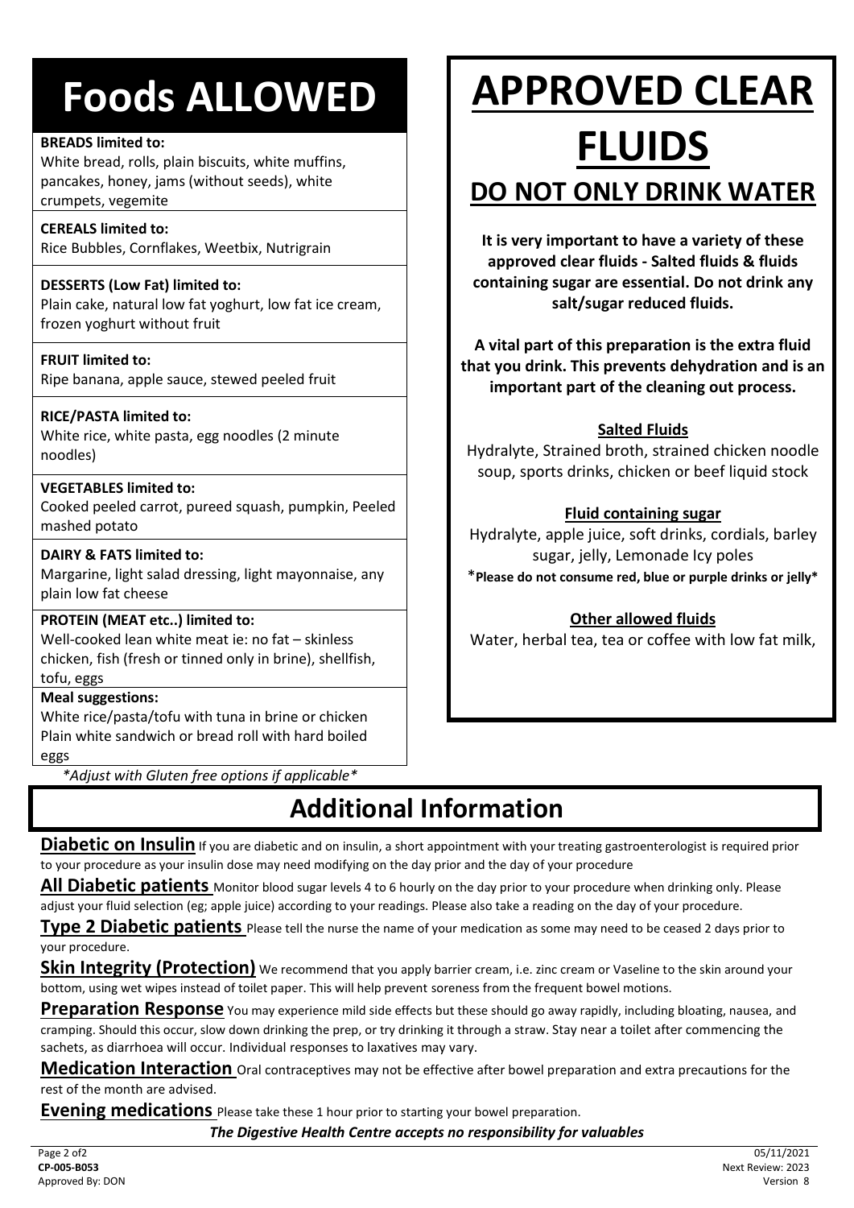# Foods ALLOWED

**BREADS limited to:**
White bread, rolls, plain biscuits, white muffins, pancakes, honey, jams (without seeds), white crumpets, vegemite

**CEREALS limited to:**
Rice Bubbles, Cornflakes, Weetbix, Nutrigrain

**DESSERTS (Low Fat) limited to:**
Plain cake, natural low fat yoghurt, low fat ice cream, frozen yoghurt without fruit

**FRUIT limited to:**
Ripe banana, apple sauce, stewed peeled fruit

**RICE/PASTA limited to:**
White rice, white pasta, egg noodles (2 minute noodles)

**VEGETABLES limited to:**
Cooked peeled carrot, pureed squash, pumpkin, Peeled mashed potato

**DAIRY & FATS limited to:**
Margarine, light salad dressing, light mayonnaise, any plain low fat cheese

**PROTEIN (MEAT etc..) limited to:**
Well-cooked lean white meat ie: no fat – skinless chicken, fish (fresh or tinned only in brine), shellfish, tofu, eggs

**Meal suggestions:**
White rice/pasta/tofu with tuna in brine or chicken
Plain white sandwich or bread roll with hard boiled eggs

*\*Adjust with Gluten free options if applicable\**

# APPROVED CLEAR FLUIDS

## DO NOT ONLY DRINK WATER

**It is very important to have a variety of these approved clear fluids - Salted fluids & fluids containing sugar are essential. Do not drink any salt/sugar reduced fluids.**

**A vital part of this preparation is the extra fluid that you drink. This prevents dehydration and is an important part of the cleaning out process.**

**Salted Fluids**

Hydralyte, Strained broth, strained chicken noodle soup, sports drinks, chicken or beef liquid stock

**Fluid containing sugar**

Hydralyte, apple juice, soft drinks, cordials, barley sugar, jelly, Lemonade Icy poles

\***Please do not consume red, blue or purple drinks or jelly**\*

**Other allowed fluids**

Water, herbal tea, tea or coffee with low fat milk,

# Additional Information

**Diabetic on Insulin** If you are diabetic and on insulin, a short appointment with your treating gastroenterologist is required prior to your procedure as your insulin dose may need modifying on the day prior and the day of your procedure

**All Diabetic patients** Monitor blood sugar levels 4 to 6 hourly on the day prior to your procedure when drinking only. Please adjust your fluid selection (eg; apple juice) according to your readings. Please also take a reading on the day of your procedure.

**Type 2 Diabetic patients** Please tell the nurse the name of your medication as some may need to be ceased 2 days prior to your procedure.

**Skin Integrity (Protection)** We recommend that you apply barrier cream, i.e. zinc cream or Vaseline to the skin around your bottom, using wet wipes instead of toilet paper. This will help prevent soreness from the frequent bowel motions.

**Preparation Response** You may experience mild side effects but these should go away rapidly, including bloating, nausea, and cramping. Should this occur, slow down drinking the prep, or try drinking it through a straw. Stay near a toilet after commencing the sachets, as diarrhoea will occur. Individual responses to laxatives may vary.

**Medication Interaction** Oral contraceptives may not be effective after bowel preparation and extra precautions for the rest of the month are advised.

**Evening medications** Please take these 1 hour prior to starting your bowel preparation.

***The Digestive Health Centre accepts no responsibility for valuables***

**CP-005-B053**
Approved By: DON

05/11/2021
Next Review: 2023
Version 8